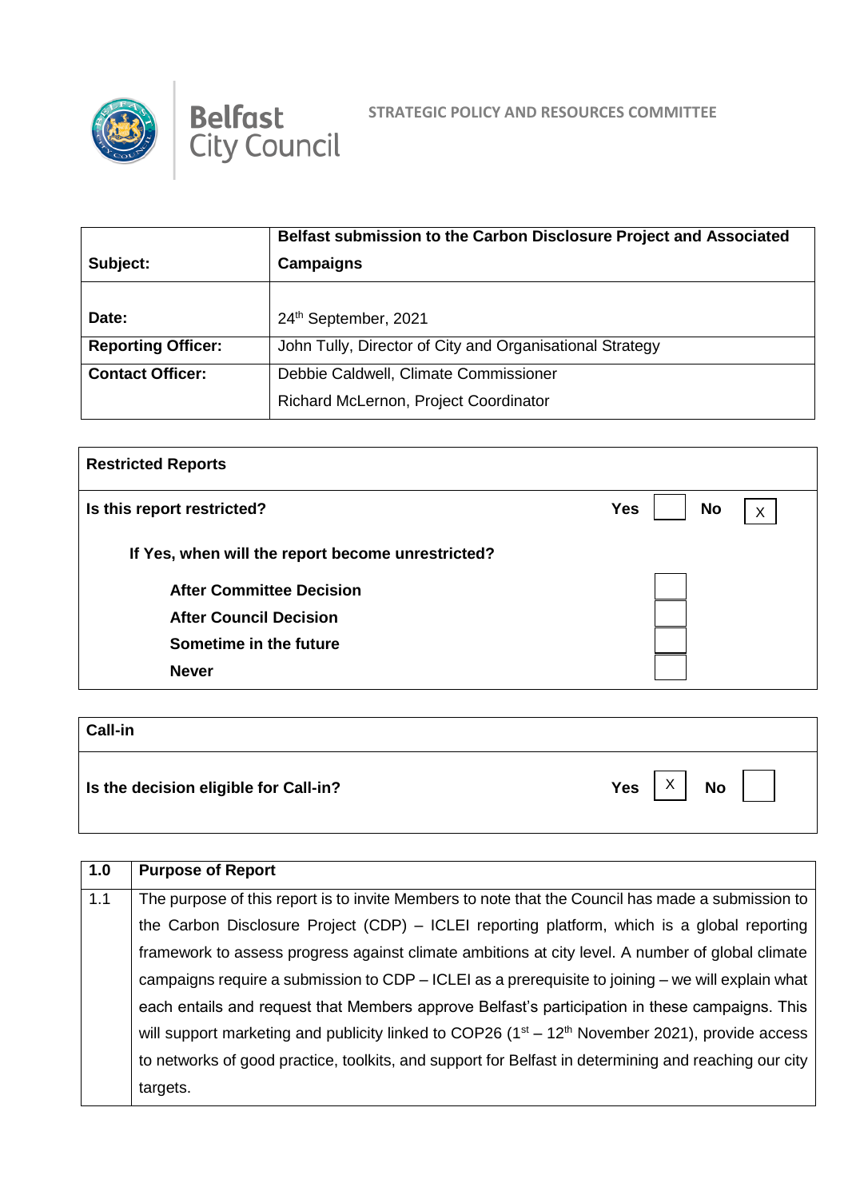Belfast City Council

STRATEGIC POLICY AND RESOURCES COMMITTEE

| | |
|---|---|
| **Subject:** | **Belfast submission to the Carbon Disclosure Project and Associated Campaigns** |
| **Date:** | 24th September, 2021 |
| **Reporting Officer:** | John Tully, Director of City and Organisational Strategy |
| **Contact Officer:** | Debbie Caldwell, Climate Commissioner<br>Richard McLernon, Project Coordinator |

| **Restricted Reports** | | | | |
|---|---|---|---|---|
| **Is this report restricted?** | **Yes** | | **No** | X |
| **If Yes, when will the report become unrestricted?** | | | | |
| **After Committee Decision** | | | | |
| **After Council Decision** | | | | |
| **Sometime in the future** | | | | |
| **Never** | | | | |

| **Call-in** | | | | |
|---|---|---|---|---|
| **Is the decision eligible for Call-in?** | **Yes** | X | **No** | |

| **1.0** | **Purpose of Report** |
|---|---|
| 1.1 | The purpose of this report is to invite Members to note that the Council has made a submission to the Carbon Disclosure Project (CDP) – ICLEI reporting platform, which is a global reporting framework to assess progress against climate ambitions at city level. A number of global climate campaigns require a submission to CDP – ICLEI as a prerequisite to joining – we will explain what each entails and request that Members approve Belfast's participation in these campaigns. This will support marketing and publicity linked to COP26 (1st – 12th November 2021), provide access to networks of good practice, toolkits, and support for Belfast in determining and reaching our city targets. |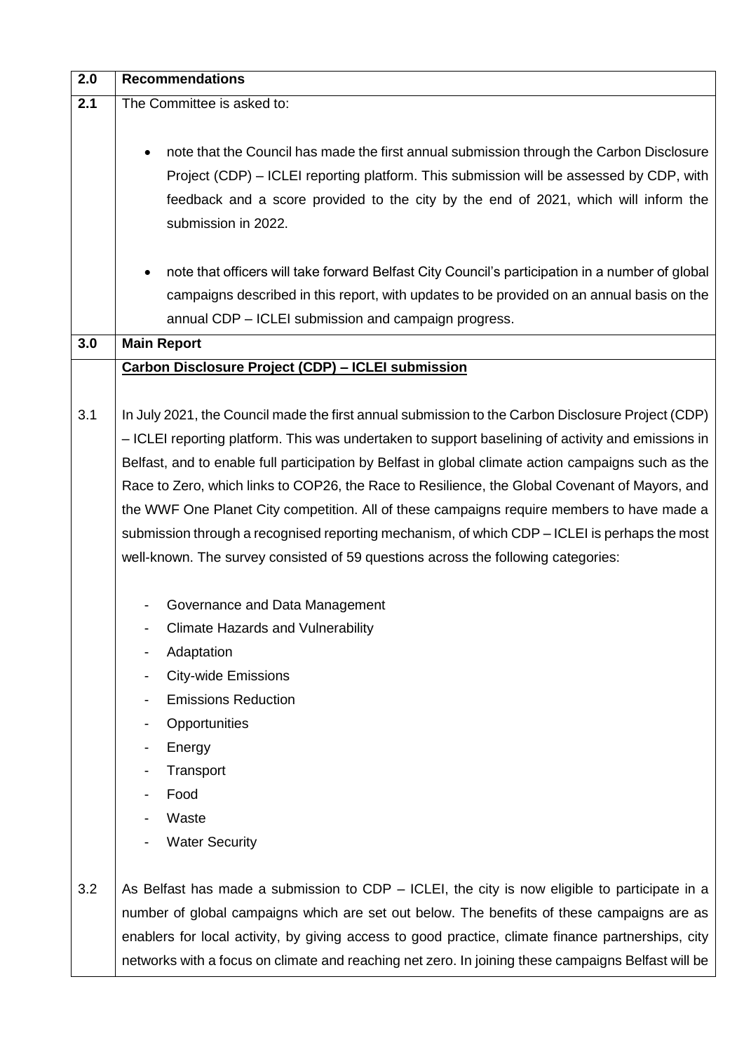| 2.0 | **Recommendations** |
|---|---|
| 2.1 | The Committee is asked to:<br><br>• note that the Council has made the first annual submission through the Carbon Disclosure Project (CDP) – ICLEI reporting platform. This submission will be assessed by CDP, with feedback and a score provided to the city by the end of 2021, which will inform the submission in 2022.<br><br>• note that officers will take forward Belfast City Council's participation in a number of global campaigns described in this report, with updates to be provided on an annual basis on the annual CDP – ICLEI submission and campaign progress. |
| 3.0 | **Main Report** |
| | **Carbon Disclosure Project (CDP) – ICLEI submission** |
| 3.1 | In July 2021, the Council made the first annual submission to the Carbon Disclosure Project (CDP) – ICLEI reporting platform. This was undertaken to support baselining of activity and emissions in Belfast, and to enable full participation by Belfast in global climate action campaigns such as the Race to Zero, which links to COP26, the Race to Resilience, the Global Covenant of Mayors, and the WWF One Planet City competition. All of these campaigns require members to have made a submission through a recognised reporting mechanism, of which CDP – ICLEI is perhaps the most well-known. The survey consisted of 59 questions across the following categories:<br><br>- Governance and Data Management<br>- Climate Hazards and Vulnerability<br>- Adaptation<br>- City-wide Emissions<br>- Emissions Reduction<br>- Opportunities<br>- Energy<br>- Transport<br>- Food<br>- Waste<br>- Water Security |
| 3.2 | As Belfast has made a submission to CDP – ICLEI, the city is now eligible to participate in a number of global campaigns which are set out below. The benefits of these campaigns are as enablers for local activity, by giving access to good practice, climate finance partnerships, city networks with a focus on climate and reaching net zero. In joining these campaigns Belfast will be |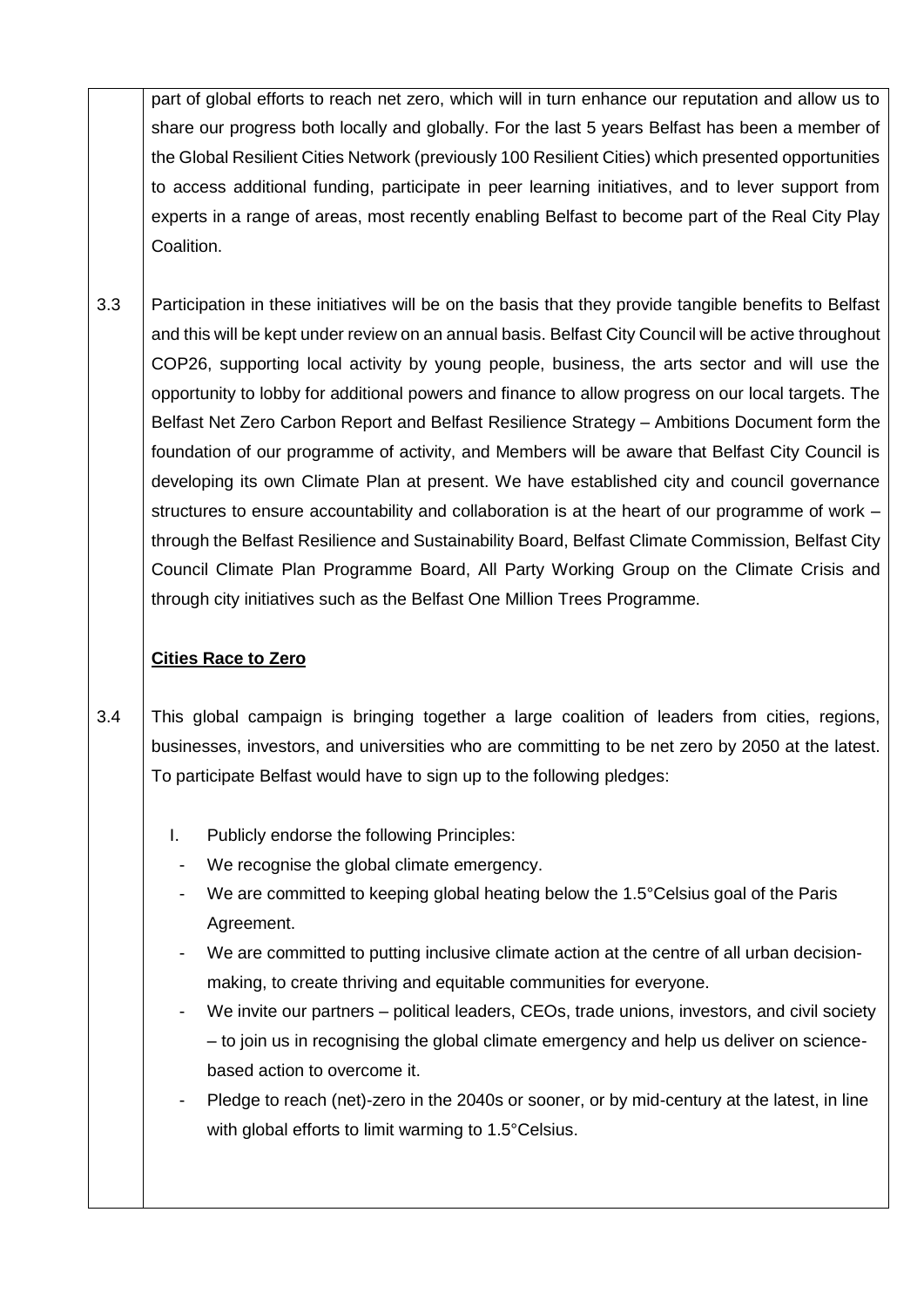part of global efforts to reach net zero, which will in turn enhance our reputation and allow us to share our progress both locally and globally. For the last 5 years Belfast has been a member of the Global Resilient Cities Network (previously 100 Resilient Cities) which presented opportunities to access additional funding, participate in peer learning initiatives, and to lever support from experts in a range of areas, most recently enabling Belfast to become part of the Real City Play Coalition.

3.3 Participation in these initiatives will be on the basis that they provide tangible benefits to Belfast and this will be kept under review on an annual basis. Belfast City Council will be active throughout COP26, supporting local activity by young people, business, the arts sector and will use the opportunity to lobby for additional powers and finance to allow progress on our local targets. The Belfast Net Zero Carbon Report and Belfast Resilience Strategy – Ambitions Document form the foundation of our programme of activity, and Members will be aware that Belfast City Council is developing its own Climate Plan at present. We have established city and council governance structures to ensure accountability and collaboration is at the heart of our programme of work – through the Belfast Resilience and Sustainability Board, Belfast Climate Commission, Belfast City Council Climate Plan Programme Board, All Party Working Group on the Climate Crisis and through city initiatives such as the Belfast One Million Trees Programme.

**Cities Race to Zero**

3.4 This global campaign is bringing together a large coalition of leaders from cities, regions, businesses, investors, and universities who are committing to be net zero by 2050 at the latest. To participate Belfast would have to sign up to the following pledges:

I. Publicly endorse the following Principles:
   - We recognise the global climate emergency.
   - We are committed to keeping global heating below the 1.5°Celsius goal of the Paris Agreement.
   - We are committed to putting inclusive climate action at the centre of all urban decision-making, to create thriving and equitable communities for everyone.
   - We invite our partners – political leaders, CEOs, trade unions, investors, and civil society – to join us in recognising the global climate emergency and help us deliver on science-based action to overcome it.
   - Pledge to reach (net)-zero in the 2040s or sooner, or by mid-century at the latest, in line with global efforts to limit warming to 1.5°Celsius.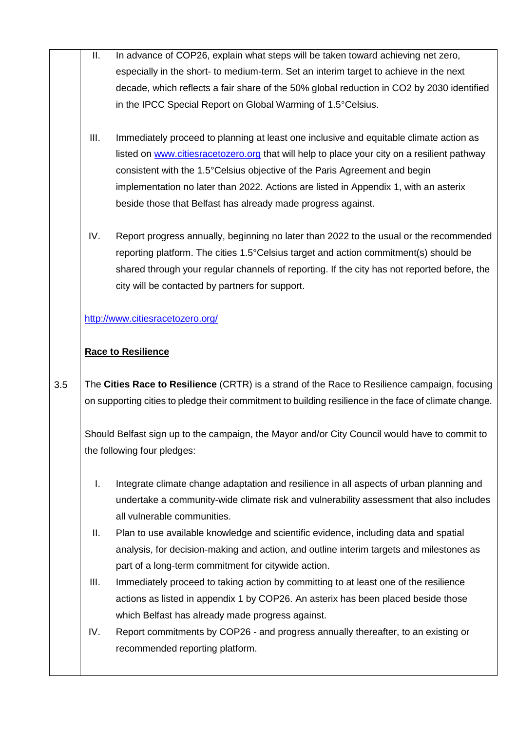II. In advance of COP26, explain what steps will be taken toward achieving net zero, especially in the short- to medium-term. Set an interim target to achieve in the next decade, which reflects a fair share of the 50% global reduction in $CO_2$ by 2030 identified in the IPCC Special Report on Global Warming of 1.5°Celsius.

III. Immediately proceed to planning at least one inclusive and equitable climate action as listed on [www.citiesracetozero.org](http://www.citiesracetozero.org) that will help to place your city on a resilient pathway consistent with the 1.5°Celsius objective of the Paris Agreement and begin implementation no later than 2022. Actions are listed in Appendix 1, with an asterix beside those that Belfast has already made progress against.

IV. Report progress annually, beginning no later than 2022 to the usual or the recommended reporting platform. The cities 1.5°Celsius target and action commitment(s) should be shared through your regular channels of reporting. If the city has not reported before, the city will be contacted by partners for support.

[http://www.citiesracetozero.org/](http://www.citiesracetozero.org/)

**Race to Resilience**

3.5 The **Cities Race to Resilience** (CRTR) is a strand of the Race to Resilience campaign, focusing on supporting cities to pledge their commitment to building resilience in the face of climate change.

Should Belfast sign up to the campaign, the Mayor and/or City Council would have to commit to the following four pledges:

I. Integrate climate change adaptation and resilience in all aspects of urban planning and undertake a community-wide climate risk and vulnerability assessment that also includes all vulnerable communities.

II. Plan to use available knowledge and scientific evidence, including data and spatial analysis, for decision-making and action, and outline interim targets and milestones as part of a long-term commitment for citywide action.

III. Immediately proceed to taking action by committing to at least one of the resilience actions as listed in appendix 1 by COP26. An asterix has been placed beside those which Belfast has already made progress against.

IV. Report commitments by COP26 - and progress annually thereafter, to an existing or recommended reporting platform.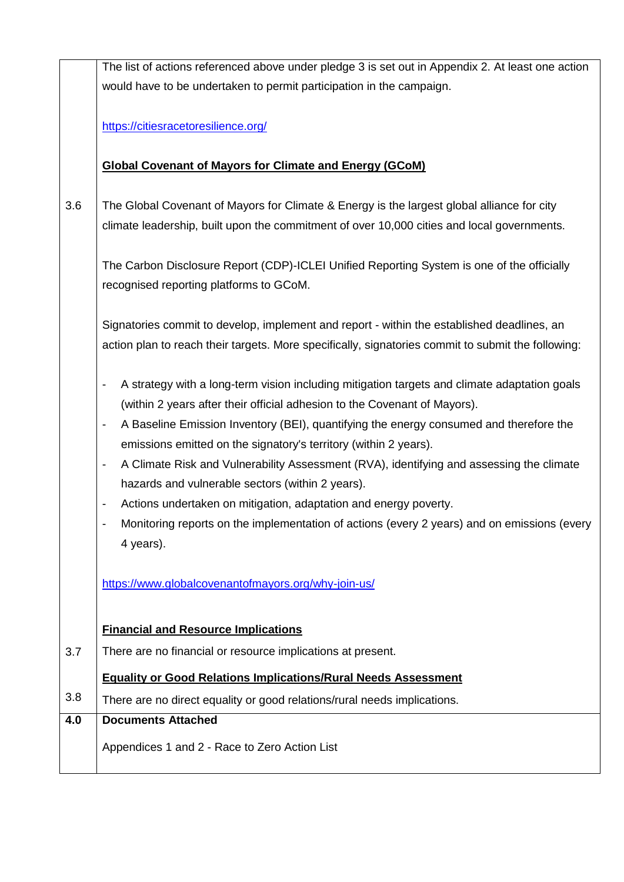The list of actions referenced above under pledge 3 is set out in Appendix 2. At least one action would have to be undertaken to permit participation in the campaign.

https://citiesracetoresilience.org/

**Global Covenant of Mayors for Climate and Energy (GCoM)**

3.6 The Global Covenant of Mayors for Climate & Energy is the largest global alliance for city climate leadership, built upon the commitment of over 10,000 cities and local governments.

The Carbon Disclosure Report (CDP)-ICLEI Unified Reporting System is one of the officially recognised reporting platforms to GCoM.

Signatories commit to develop, implement and report - within the established deadlines, an action plan to reach their targets. More specifically, signatories commit to submit the following:

- A strategy with a long-term vision including mitigation targets and climate adaptation goals (within 2 years after their official adhesion to the Covenant of Mayors).
- A Baseline Emission Inventory (BEI), quantifying the energy consumed and therefore the emissions emitted on the signatory's territory (within 2 years).
- A Climate Risk and Vulnerability Assessment (RVA), identifying and assessing the climate hazards and vulnerable sectors (within 2 years).
- Actions undertaken on mitigation, adaptation and energy poverty.
- Monitoring reports on the implementation of actions (every 2 years) and on emissions (every 4 years).

https://www.globalcovenantofmayors.org/why-join-us/

**Financial and Resource Implications**

3.7 There are no financial or resource implications at present.

**Equality or Good Relations Implications/Rural Needs Assessment**

3.8 There are no direct equality or good relations/rural needs implications.

**4.0 Documents Attached**

Appendices 1 and 2 - Race to Zero Action List